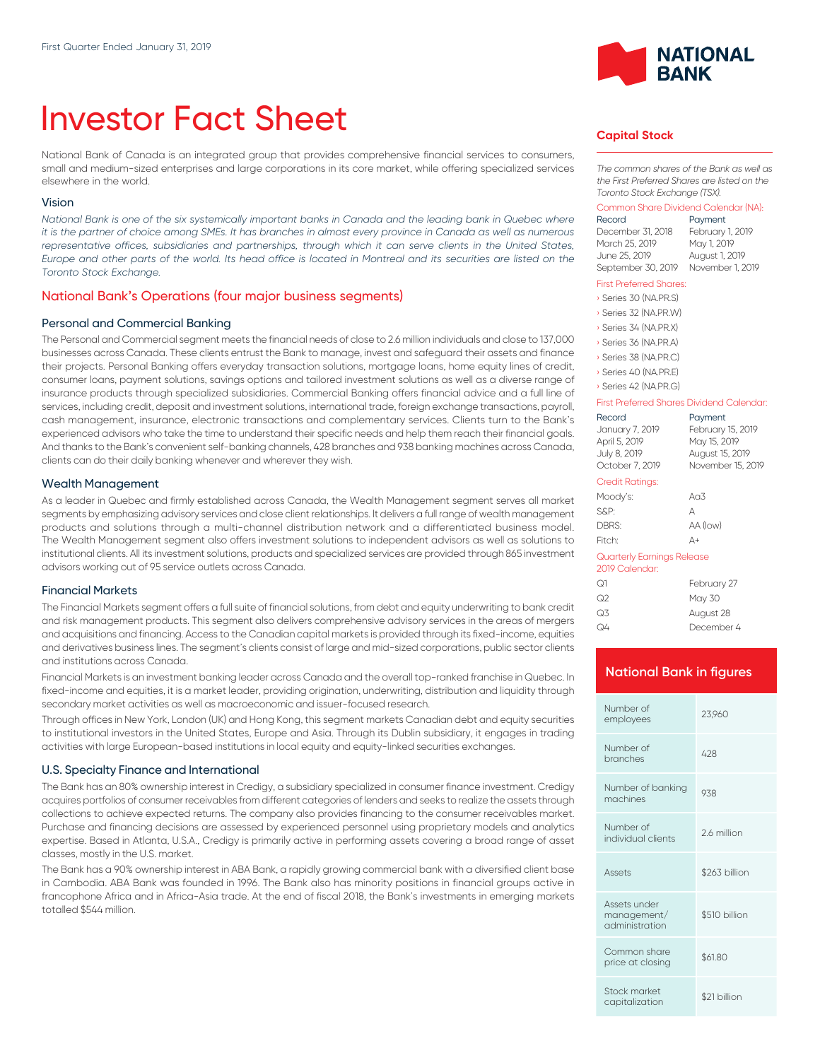First Quarter Ended January 31, 2019

NATIONAL BANK

# Investor Fact Sheet

National Bank of Canada is an integrated group that provides comprehensive financial services to consumers, small and medium-sized enterprises and large corporations in its core market, while offering specialized services elsewhere in the world.

### Vision

*National Bank is one of the six systemically important banks in Canada and the leading bank in Quebec where it is the partner of choice among SMEs. It has branches in almost every province in Canada as well as numerous representative offices, subsidiaries and partnerships, through which it can serve clients in the United States, Europe and other parts of the world. Its head office is located in Montreal and its securities are listed on the Toronto Stock Exchange.*

## National Bank's Operations (four major business segments)

### Personal and Commercial Banking

The Personal and Commercial segment meets the financial needs of close to 2.6 million individuals and close to 137,000 businesses across Canada. These clients entrust the Bank to manage, invest and safeguard their assets and finance their projects. Personal Banking offers everyday transaction solutions, mortgage loans, home equity lines of credit, consumer loans, payment solutions, savings options and tailored investment solutions as well as a diverse range of insurance products through specialized subsidiaries. Commercial Banking offers financial advice and a full line of services, including credit, deposit and investment solutions, international trade, foreign exchange transactions, payroll, cash management, insurance, electronic transactions and complementary services. Clients turn to the Bank's experienced advisors who take the time to understand their specific needs and help them reach their financial goals. And thanks to the Bank's convenient self-banking channels, 428 branches and 938 banking machines across Canada, clients can do their daily banking whenever and wherever they wish.

### Wealth Management

As a leader in Quebec and firmly established across Canada, the Wealth Management segment serves all market segments by emphasizing advisory services and close client relationships. It delivers a full range of wealth management products and solutions through a multi-channel distribution network and a differentiated business model. The Wealth Management segment also offers investment solutions to independent advisors as well as solutions to institutional clients. All its investment solutions, products and specialized services are provided through 865 investment advisors working out of 95 service outlets across Canada.

### Financial Markets

The Financial Markets segment offers a full suite of financial solutions, from debt and equity underwriting to bank credit and risk management products. This segment also delivers comprehensive advisory services in the areas of mergers and acquisitions and financing. Access to the Canadian capital markets is provided through its fixed-income, equities and derivatives business lines. The segment's clients consist of large and mid-sized corporations, public sector clients and institutions across Canada.

Financial Markets is an investment banking leader across Canada and the overall top-ranked franchise in Quebec. In fixed-income and equities, it is a market leader, providing origination, underwriting, distribution and liquidity through secondary market activities as well as macroeconomic and issuer-focused research.

Through offices in New York, London (UK) and Hong Kong, this segment markets Canadian debt and equity securities to institutional investors in the United States, Europe and Asia. Through its Dublin subsidiary, it engages in trading activities with large European-based institutions in local equity and equity-linked securities exchanges.

### U.S. Specialty Finance and International

The Bank has an 80% ownership interest in Credigy, a subsidiary specialized in consumer finance investment. Credigy acquires portfolios of consumer receivables from different categories of lenders and seeks to realize the assets through collections to achieve expected returns. The company also provides financing to the consumer receivables market. Purchase and financing decisions are assessed by experienced personnel using proprietary models and analytics expertise. Based in Atlanta, U.S.A., Credigy is primarily active in performing assets covering a broad range of asset classes, mostly in the U.S. market.

The Bank has a 90% ownership interest in ABA Bank, a rapidly growing commercial bank with a diversified client base in Cambodia. ABA Bank was founded in 1996. The Bank also has minority positions in financial groups active in francophone Africa and in Africa-Asia trade. At the end of fiscal 2018, the Bank's investments in emerging markets totalled $544 million.

## Capital Stock

*The common shares of the Bank as well as the First Preferred Shares are listed on the Toronto Stock Exchange (TSX).*

**Common Share Dividend Calendar (NA):**

| Record | Payment |
|---|---|
| December 31, 2018 | February 1, 2019 |
| March 25, 2019 | May 1, 2019 |
| June 25, 2019 | August 1, 2019 |
| September 30, 2019 | November 1, 2019 |

**First Preferred Shares:**

- Series 30 (NA.PR.S)
- Series 32 (NA.PR.W)
- Series 34 (NA.PR.X)
- Series 36 (NA.PR.A)
- Series 38 (NA.PR.C)
- Series 40 (NA.PR.E)
- Series 42 (NA.PR.G)

**First Preferred Shares Dividend Calendar:**

| Record | Payment |
|---|---|
| January 7, 2019 | February 15, 2019 |
| April 5, 2019 | May 15, 2019 |
| July 8, 2019 | August 15, 2019 |
| October 7, 2019 | November 15, 2019 |

**Credit Ratings:**

| | |
|---|---|
| Moody's: | Aa3 |
| S&P: | A |
| DBRS: | AA (low) |
| Fitch: | A+ |

**Quarterly Earnings Release 2019 Calendar:**

| | |
|---|---|
| Q1 | February 27 |
| Q2 | May 30 |
| Q3 | August 28 |
| Q4 | December 4 |

## National Bank in figures

| | |
|---|---|
| Number of employees | 23,960 |
| Number of branches | 428 |
| Number of banking machines | 938 |
| Number of individual clients | 2.6 million |
| Assets | $263 billion |
| Assets under management/ administration | $510 billion |
| Common share price at closing | $61.80 |
| Stock market capitalization | $21 billion |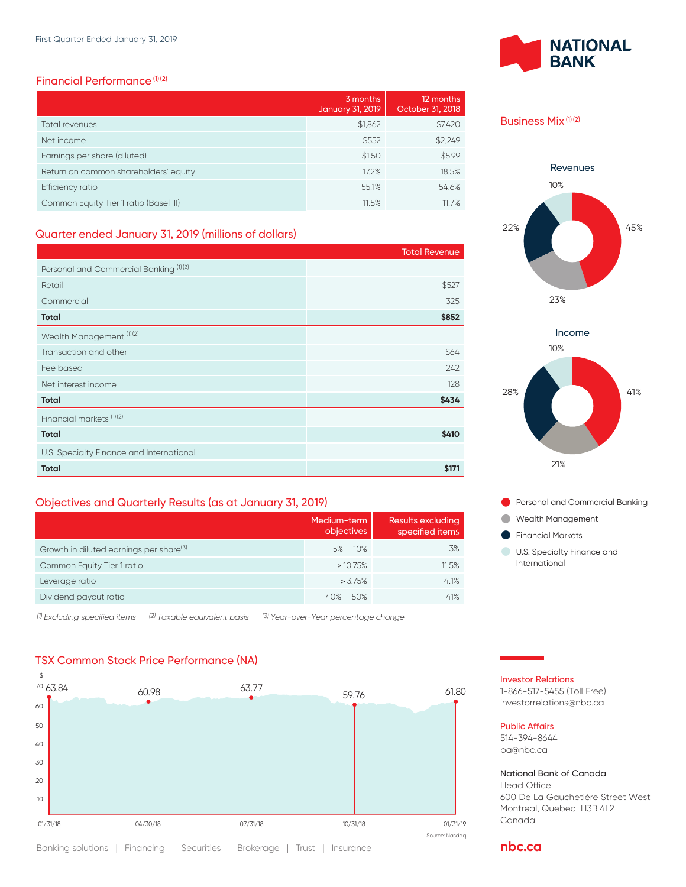First Quarter Ended January 31, 2019

NATIONAL BANK

## Financial Performance [1][2]

| | 3 months January 31, 2019 | 12 months October 31, 2018 |
|---|---|---|
| Total revenues | $1,862 | $7,420 |
| Net income | $552 | $2,249 |
| Earnings per share (diluted) | $1.50 | $5.99 |
| Return on common shareholders' equity | 17.2% | 18.5% |
| Efficiency ratio | 55.1% | 54.6% |
| Common Equity Tier 1 ratio (Basel III) | 11.5% | 11.7% |

## Quarter ended January 31, 2019 (millions of dollars)

| | Total Revenue |
|---|---|
| Personal and Commercial Banking [1][2] | |
| Retail | $527 |
| Commercial | 325 |
| **Total** | **$852** |
| Wealth Management [1][2] | |
| Transaction and other | $64 |
| Fee based | 242 |
| Net interest income | 128 |
| **Total** | **$434** |
| Financial markets [1][2] | |
| **Total** | **$410** |
| U.S. Specialty Finance and International | |
| **Total** | **$171** |

## Objectives and Quarterly Results (as at January 31, 2019)

| | Medium-term objectives | Results excluding specified items |
|---|---|---|
| Growth in diluted earnings per share[3] | 5% – 10% | 3% |
| Common Equity Tier 1 ratio | > 10.75% | 11.5% |
| Leverage ratio | > 3.75% | 4.1% |
| Dividend payout ratio | 40% – 50% | 41% |

*[1] Excluding specified items* *[2] Taxable equivalent basis* *[3] Year-over-Year percentage change*

## Business Mix [1][2]

Revenues

10%
22%
45%
23%

Income

10%
28%
41%
21%

Personal and Commercial Banking
Wealth Management
Financial Markets
U.S. Specialty Finance and International

## TSX Common Stock Price Performance (NA)

$
70 63.84
60.98
63.77
59.76
61.80
60
50
40
30
20
10
01/31/18
04/30/18
07/31/18
10/31/18
01/31/19

Source: Nasdaq

Investor Relations
1-866-517-5455 (Toll Free)
investorrelations@nbc.ca

Public Affairs
514-394-8644
pa@nbc.ca

National Bank of Canada
Head Office
600 De La Gauchetière Street West
Montreal, Quebec H3B 4L2
Canada

Banking solutions | Financing | Securities | Brokerage | Trust | Insurance

nbc.ca